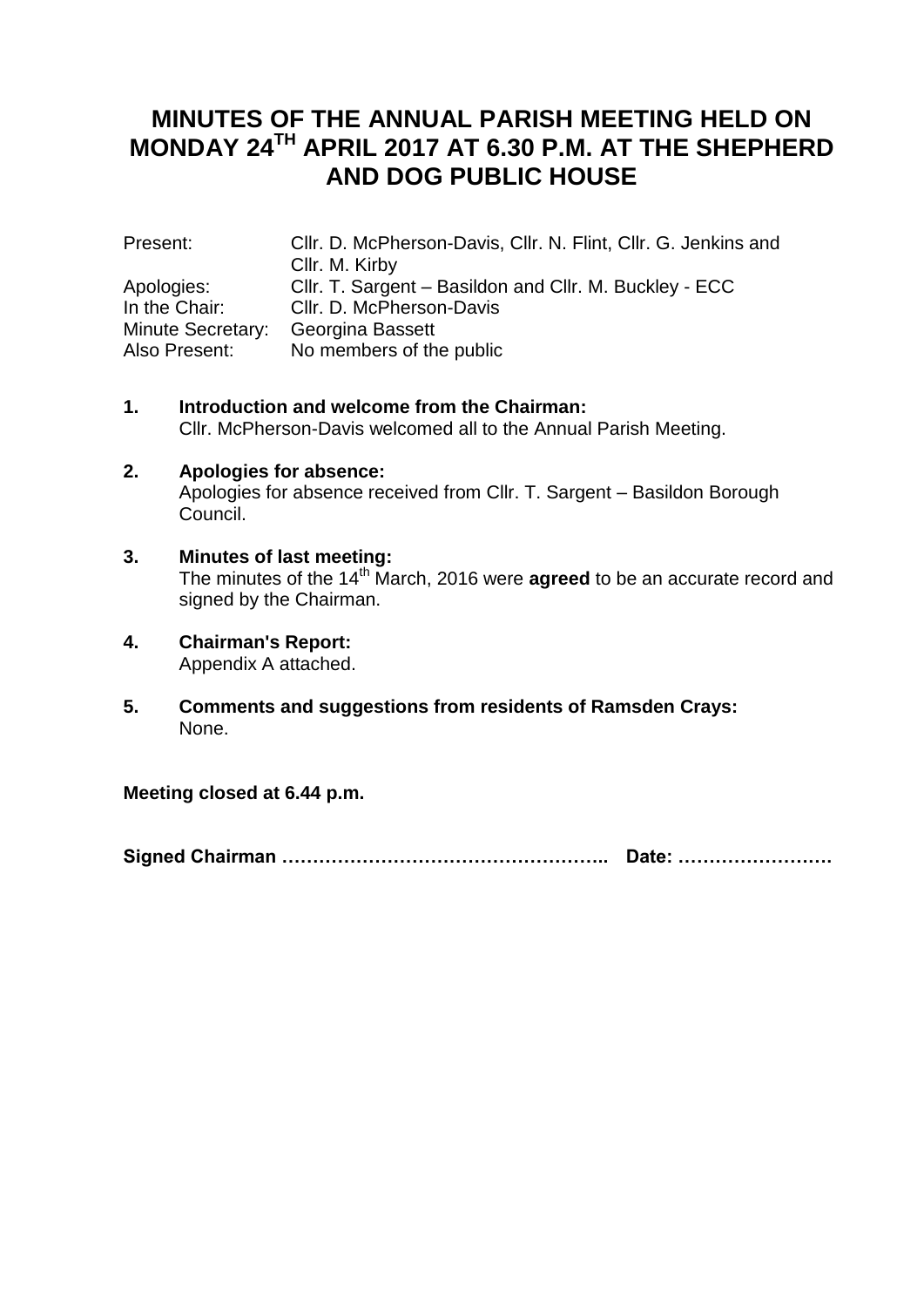# MINUTES OF THE ANNUAL PARISH MEETING HELD ON MONDAY 24TH APRIL 2017 AT 6.30 P.M. AT THE SHEPHERD AND DOG PUBLIC HOUSE

| | |
|---|---|
| Present: | Cllr. D. McPherson-Davis, Cllr. N. Flint, Cllr. G. Jenkins and Cllr. M. Kirby |
| Apologies: | Cllr. T. Sargent – Basildon and Cllr. M. Buckley - ECC |
| In the Chair: | Cllr. D. McPherson-Davis |
| Minute Secretary: | Georgina Bassett |
| Also Present: | No members of the public |

1. **Introduction and welcome from the Chairman:**
   Cllr. McPherson-Davis welcomed all to the Annual Parish Meeting.

2. **Apologies for absence:**
   Apologies for absence received from Cllr. T. Sargent – Basildon Borough Council.

3. **Minutes of last meeting:**
   The minutes of the 14th March, 2016 were **agreed** to be an accurate record and signed by the Chairman.

4. **Chairman's Report:**
   Appendix A attached.

5. **Comments and suggestions from residents of Ramsden Crays:**
   None.

**Meeting closed at 6.44 p.m.**

**Signed Chairman …………………………………………….. Date: …………………….**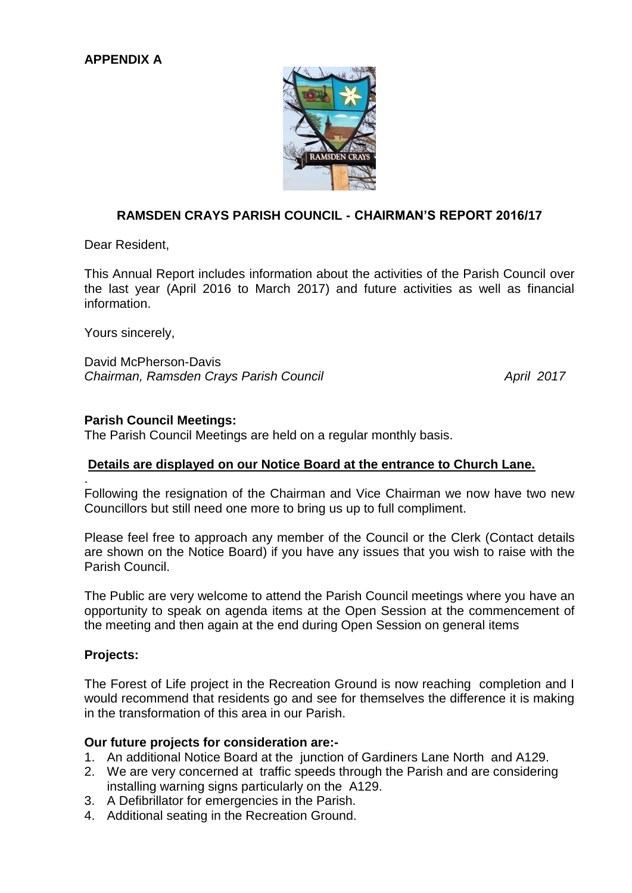**APPENDIX A**

## RAMSDEN CRAYS PARISH COUNCIL - CHAIRMAN'S REPORT 2016/17

Dear Resident,

This Annual Report includes information about the activities of the Parish Council over the last year (April 2016 to March 2017) and future activities as well as financial information.

Yours sincerely,

David McPherson-Davis
*Chairman, Ramsden Crays Parish Council* *April 2017*

**Parish Council Meetings:**
The Parish Council Meetings are held on a regular monthly basis.

**Details are displayed on our Notice Board at the entrance to Church Lane.**

.
Following the resignation of the Chairman and Vice Chairman we now have two new Councillors but still need one more to bring us up to full compliment.

Please feel free to approach any member of the Council or the Clerk (Contact details are shown on the Notice Board) if you have any issues that you wish to raise with the Parish Council.

The Public are very welcome to attend the Parish Council meetings where you have an opportunity to speak on agenda items at the Open Session at the commencement of the meeting and then again at the end during Open Session on general items

**Projects:**

The Forest of Life project in the Recreation Ground is now reaching completion and I would recommend that residents go and see for themselves the difference it is making in the transformation of this area in our Parish.

**Our future projects for consideration are:-**

1. An additional Notice Board at the junction of Gardiners Lane North and A129.
2. We are very concerned at traffic speeds through the Parish and are considering installing warning signs particularly on the A129.
3. A Defibrillator for emergencies in the Parish.
4. Additional seating in the Recreation Ground.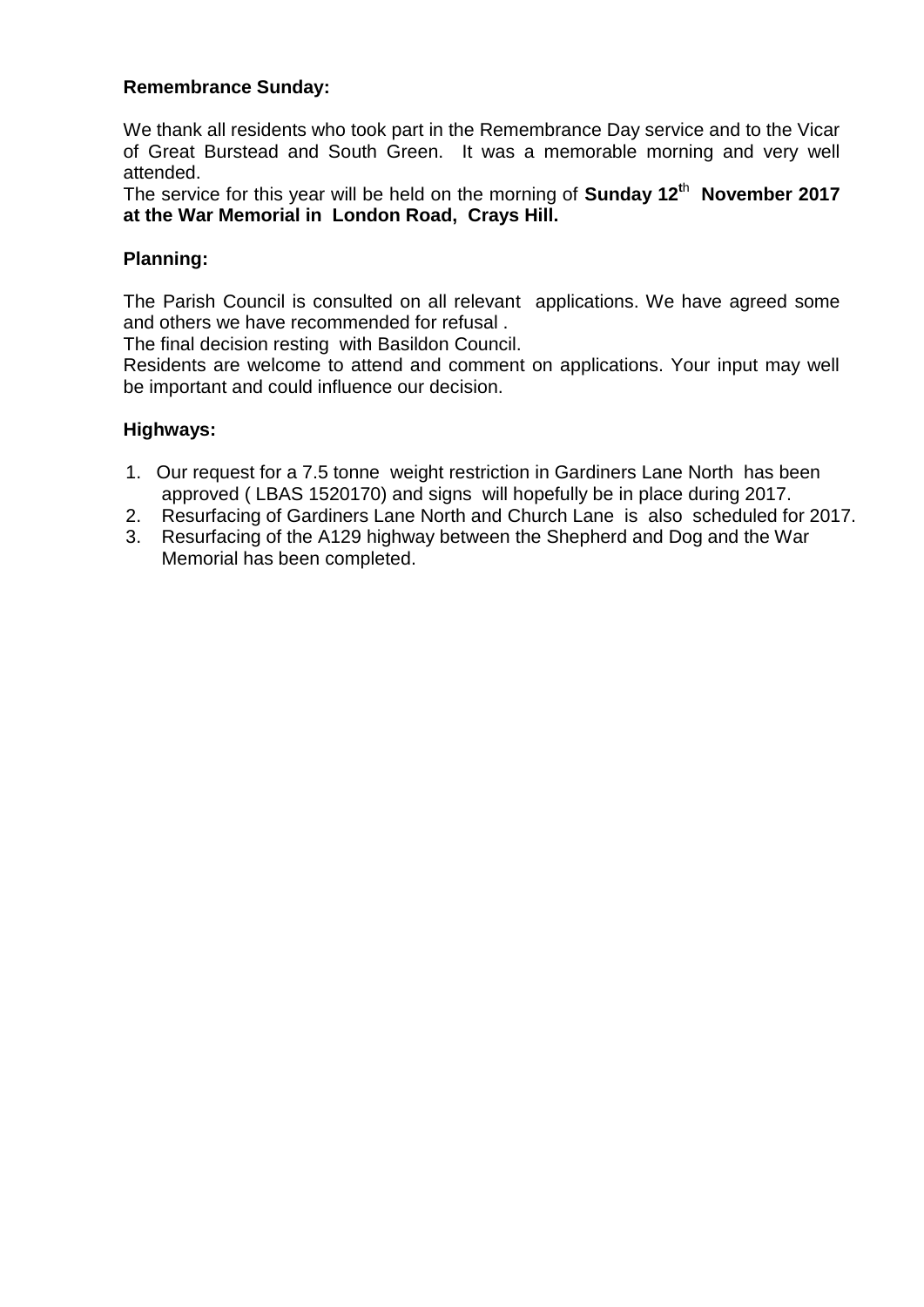**Remembrance Sunday:**

We thank all residents who took part in the Remembrance Day service and to the Vicar of Great Burstead and South Green. It was a memorable morning and very well attended.
The service for this year will be held on the morning of **Sunday 12th November 2017 at the War Memorial in London Road, Crays Hill.**

**Planning:**

The Parish Council is consulted on all relevant applications. We have agreed some and others we have recommended for refusal .
The final decision resting with Basildon Council.
Residents are welcome to attend and comment on applications. Your input may well be important and could influence our decision.

**Highways:**

1. Our request for a 7.5 tonne weight restriction in Gardiners Lane North has been approved ( LBAS 1520170) and signs will hopefully be in place during 2017.
2. Resurfacing of Gardiners Lane North and Church Lane is also scheduled for 2017.
3. Resurfacing of the A129 highway between the Shepherd and Dog and the War Memorial has been completed.